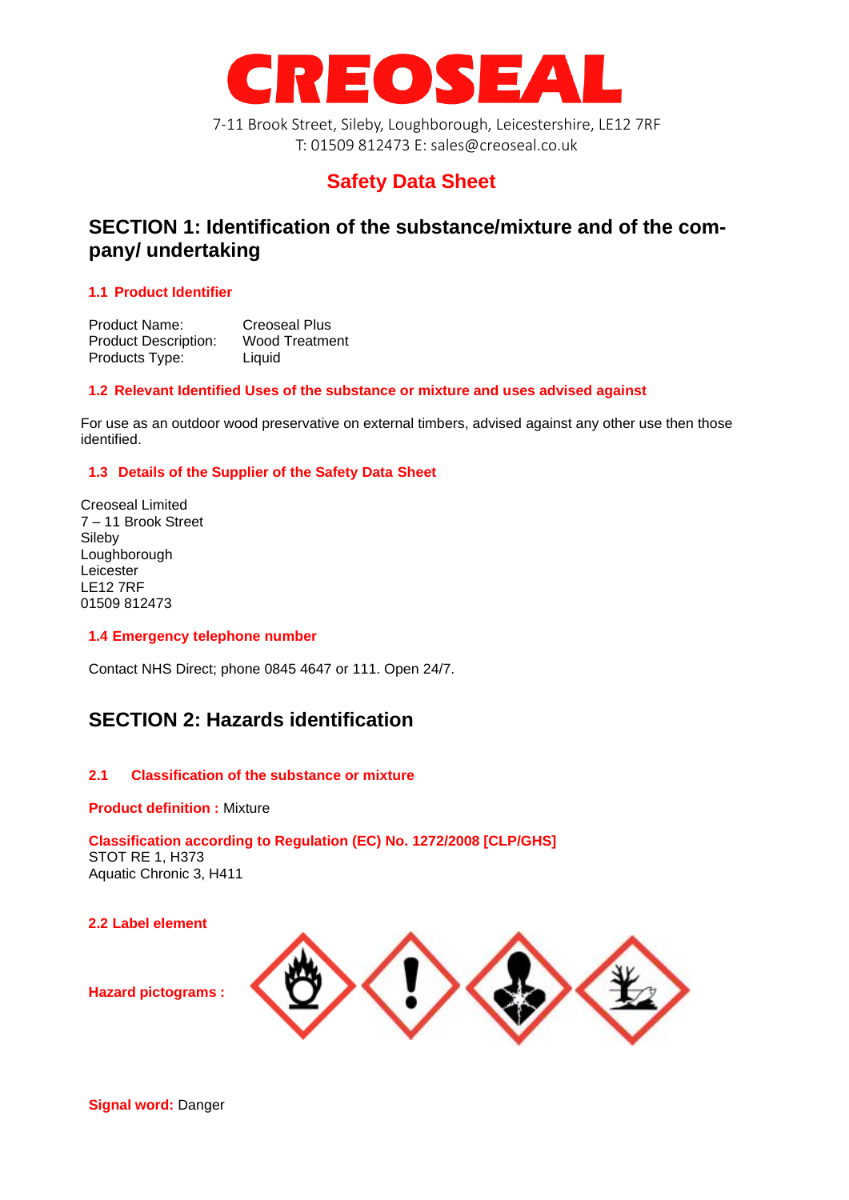# CREOSEAL

7-11 Brook Street, Sileby, Loughborough, Leicestershire, LE12 7RF
T: 01509 812473 E: sales@creoseal.co.uk

## Safety Data Sheet

## SECTION 1: Identification of the substance/mixture and of the company/ undertaking

### 1.1 Product Identifier

Product Name: Creoseal Plus
Product Description: Wood Treatment
Products Type: Liquid

### 1.2 Relevant Identified Uses of the substance or mixture and uses advised against

For use as an outdoor wood preservative on external timbers, advised against any other use then those identified.

### 1.3 Details of the Supplier of the Safety Data Sheet

Creoseal Limited
7 – 11 Brook Street
Sileby
Loughborough
Leicester
LE12 7RF
01509 812473

### 1.4 Emergency telephone number

Contact NHS Direct; phone 0845 4647 or 111. Open 24/7.

## SECTION 2: Hazards identification

### 2.1 Classification of the substance or mixture

**Product definition :** Mixture

**Classification according to Regulation (EC) No. 1272/2008 [CLP/GHS]**
STOT RE 1, H373
Aquatic Chronic 3, H411

### 2.2 Label element

**Hazard pictograms :**

**Signal word:** Danger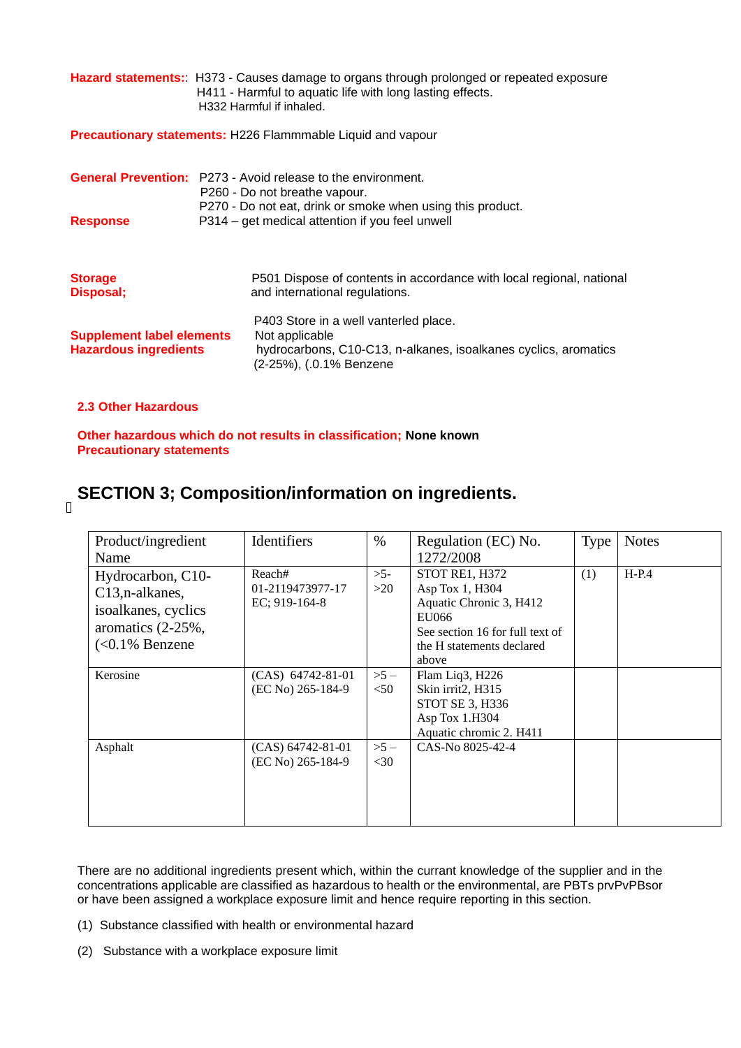**Hazard statements:**: H373 - Causes damage to organs through prolonged or repeated exposure
H411 - Harmful to aquatic life with long lasting effects.
H332 Harmful if inhaled.

**Precautionary statements:** H226 Flammmable Liquid and vapour

**General Prevention:** P273 - Avoid release to the environment.
P260 - Do not breathe vapour.
P270 - Do not eat, drink or smoke when using this product.

**Response** P314 – get medical attention if you feel unwell

**Storage**
**Disposal;** P501 Dispose of contents in accordance with local regional, national and international regulations.

P403 Store in a well vanterled place.

**Supplement label elements** Not applicable

**Hazardous ingredients** hydrocarbons, C10-C13, n-alkanes, isoalkanes cyclics, aromatics (2-25%), (.0.1% Benzene

**2.3 Other Hazardous**

**Other hazardous which do not results in classification; None known**

**Precautionary statements**

## SECTION 3; Composition/information on ingredients.

| Product/ingredient Name | Identifiers | % | Regulation (EC) No. 1272/2008 | Type | Notes |
|---|---|---|---|---|---|
| Hydrocarbon, C10-C13,n-alkanes, isoalkanes, cyclics aromatics (2-25%, (<0.1% Benzene | Reach# 01-2119473977-17 EC; 919-164-8 | >5- >20 | STOT RE1, H372 Asp Tox 1, H304 Aquatic Chronic 3, H412 EU066 See section 16 for full text of the H statements declared above | (1) | H-P.4 |
| Kerosine | (CAS) 64742-81-01 (EC No) 265-184-9 | >5 – <50 | Flam Liq3, H226 Skin irrit2, H315 STOT SE 3, H336 Asp Tox 1.H304 Aquatic chromic 2. H411 | | |
| Asphalt | (CAS) 64742-81-01 (EC No) 265-184-9 | >5 – <30 | CAS-No 8025-42-4 | | |

There are no additional ingredients present which, within the currant knowledge of the supplier and in the concentrations applicable are classified as hazardous to health or the environmental, are PBTs prvPvPBsor or have been assigned a workplace exposure limit and hence require reporting in this section.

(1) Substance classified with health or environmental hazard

(2) Substance with a workplace exposure limit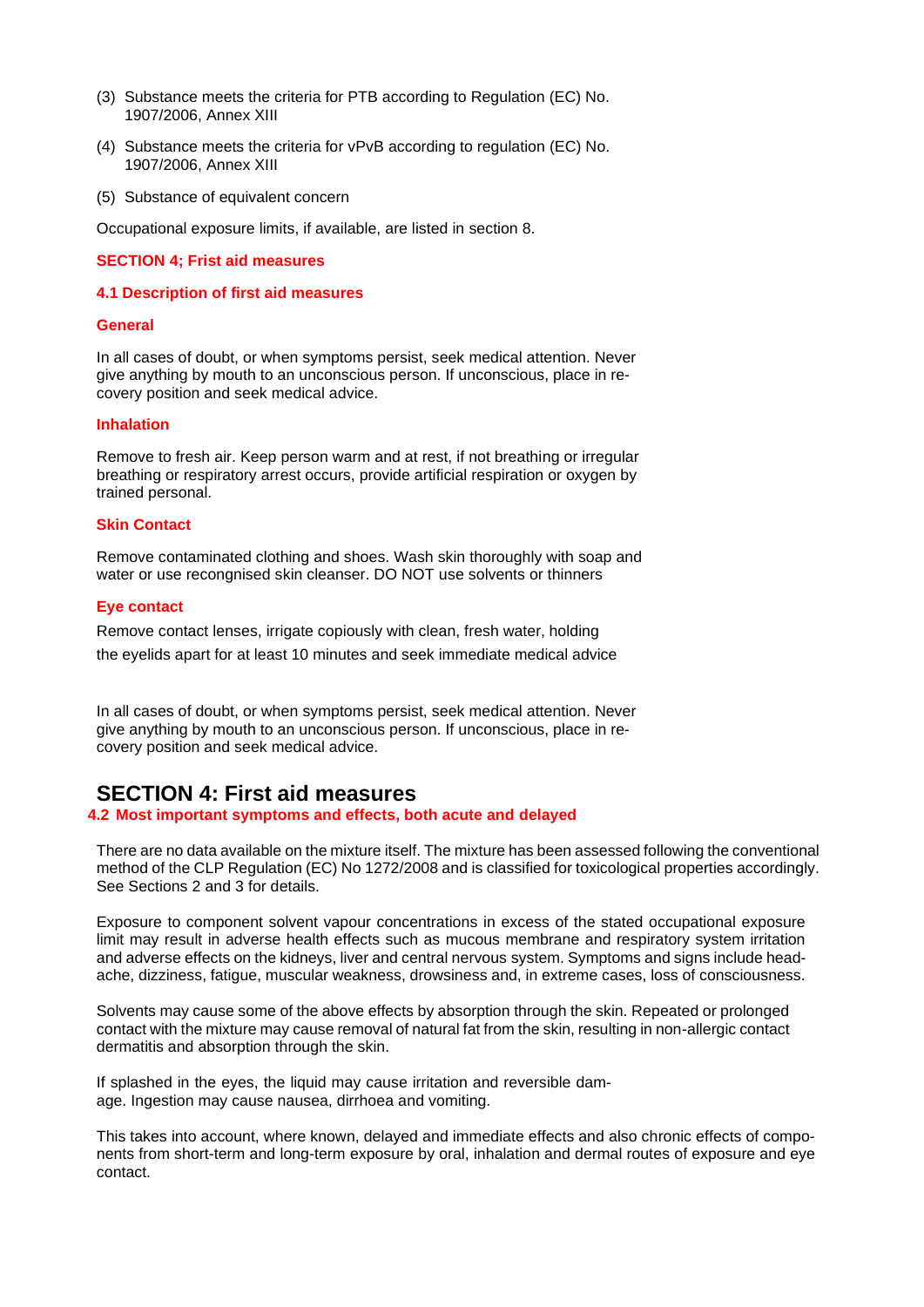(3) Substance meets the criteria for PTB according to Regulation (EC) No. 1907/2006, Annex XIII

(4) Substance meets the criteria for vPvB according to regulation (EC) No. 1907/2006, Annex XIII

(5) Substance of equivalent concern

Occupational exposure limits, if available, are listed in section 8.

## SECTION 4; Frist aid measures

### 4.1 Description of first aid measures

#### General

In all cases of doubt, or when symptoms persist, seek medical attention. Never give anything by mouth to an unconscious person. If unconscious, place in recovery position and seek medical advice.

#### Inhalation

Remove to fresh air. Keep person warm and at rest, if not breathing or irregular breathing or respiratory arrest occurs, provide artificial respiration or oxygen by trained personal.

#### Skin Contact

Remove contaminated clothing and shoes. Wash skin thoroughly with soap and water or use recongnised skin cleanser. DO NOT use solvents or thinners

#### Eye contact

Remove contact lenses, irrigate copiously with clean, fresh water, holding the eyelids apart for at least 10 minutes and seek immediate medical advice

In all cases of doubt, or when symptoms persist, seek medical attention. Never give anything by mouth to an unconscious person. If unconscious, place in recovery position and seek medical advice.

# SECTION 4: First aid measures

### 4.2 Most important symptoms and effects, both acute and delayed

There are no data available on the mixture itself. The mixture has been assessed following the conventional method of the CLP Regulation (EC) No 1272/2008 and is classified for toxicological properties accordingly. See Sections 2 and 3 for details.

Exposure to component solvent vapour concentrations in excess of the stated occupational exposure limit may result in adverse health effects such as mucous membrane and respiratory system irritation and adverse effects on the kidneys, liver and central nervous system. Symptoms and signs include headache, dizziness, fatigue, muscular weakness, drowsiness and, in extreme cases, loss of consciousness.

Solvents may cause some of the above effects by absorption through the skin. Repeated or prolonged contact with the mixture may cause removal of natural fat from the skin, resulting in non-allergic contact dermatitis and absorption through the skin.

If splashed in the eyes, the liquid may cause irritation and reversible damage. Ingestion may cause nausea, dirrhoea and vomiting.

This takes into account, where known, delayed and immediate effects and also chronic effects of components from short-term and long-term exposure by oral, inhalation and dermal routes of exposure and eye contact.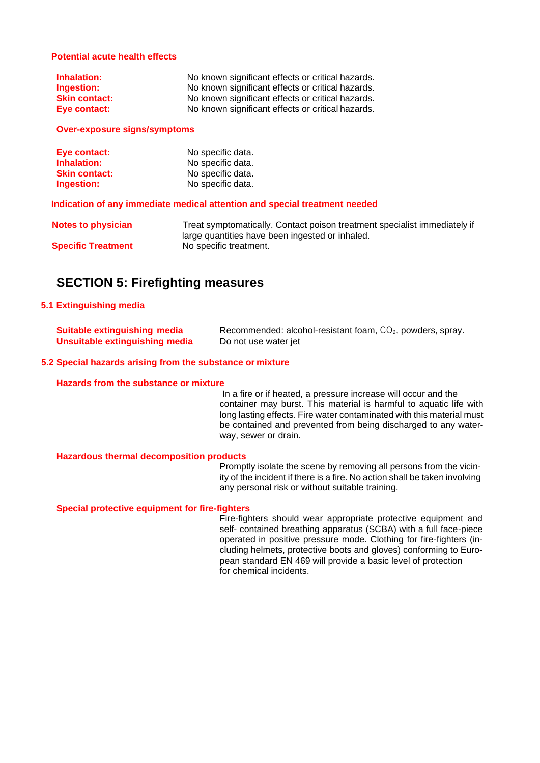#### Potential acute health effects

| | |
|---|---|
| **Inhalation:** | No known significant effects or critical hazards. |
| **Ingestion:** | No known significant effects or critical hazards. |
| **Skin contact:** | No known significant effects or critical hazards. |
| **Eye contact:** | No known significant effects or critical hazards. |

#### Over-exposure signs/symptoms

| | |
|---|---|
| **Eye contact:** | No specific data. |
| **Inhalation:** | No specific data. |
| **Skin contact:** | No specific data. |
| **Ingestion:** | No specific data. |

#### Indication of any immediate medical attention and special treatment needed

| | |
|---|---|
| **Notes to physician** | Treat symptomatically. Contact poison treatment specialist immediately if large quantities have been ingested or inhaled. |
| **Specific Treatment** | No specific treatment. |

## SECTION 5: Firefighting measures

### 5.1 Extinguishing media

| | |
|---|---|
| **Suitable extinguishing media** | Recommended: alcohol-resistant foam, $CO_2$, powders, spray. |
| **Unsuitable extinguishing media** | Do not use water jet |

### 5.2 Special hazards arising from the substance or mixture

**Hazards from the substance or mixture**

In a fire or if heated, a pressure increase will occur and the container may burst. This material is harmful to aquatic life with long lasting effects. Fire water contaminated with this material must be contained and prevented from being discharged to any waterway, sewer or drain.

**Hazardous thermal decomposition products**

Promptly isolate the scene by removing all persons from the vicinity of the incident if there is a fire. No action shall be taken involving any personal risk or without suitable training.

**Special protective equipment for fire-fighters**

Fire-fighters should wear appropriate protective equipment and self- contained breathing apparatus (SCBA) with a full face-piece operated in positive pressure mode. Clothing for fire-fighters (including helmets, protective boots and gloves) conforming to European standard EN 469 will provide a basic level of protection for chemical incidents.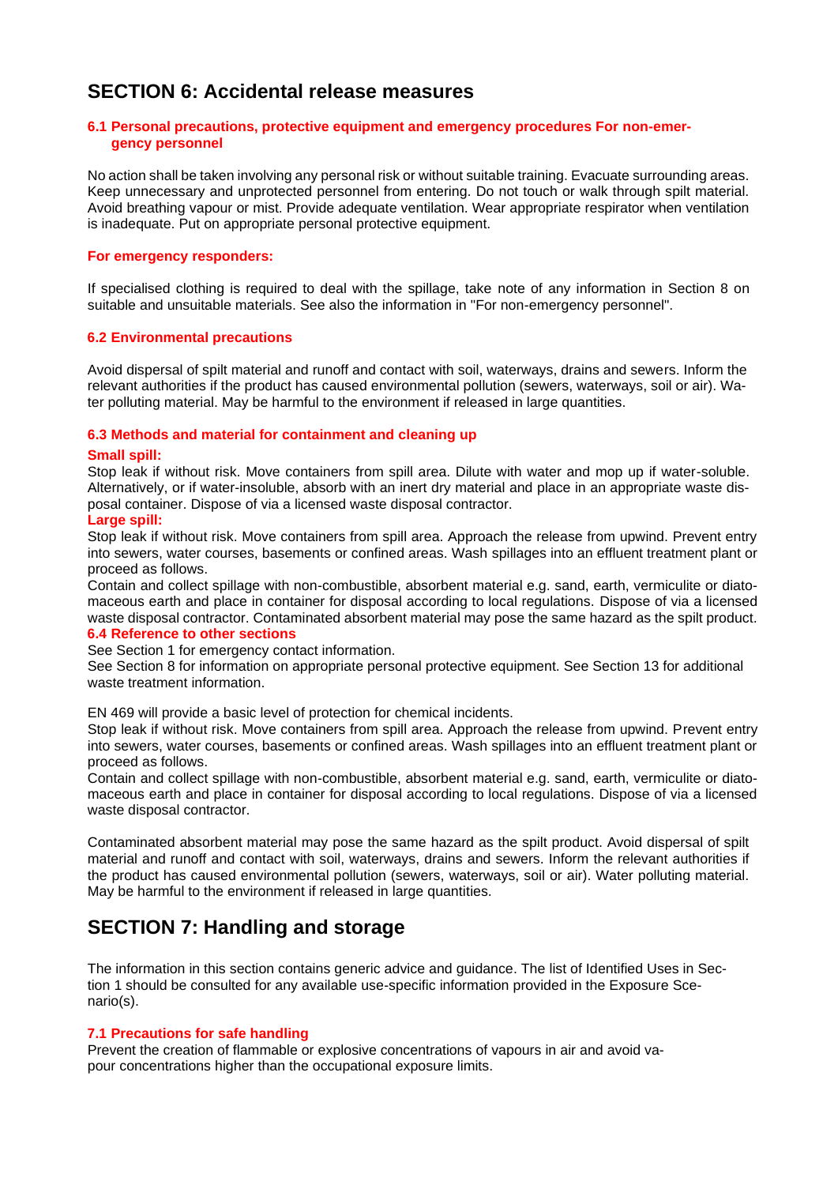## SECTION 6: Accidental release measures

### 6.1 Personal precautions, protective equipment and emergency procedures For non-emergency personnel

No action shall be taken involving any personal risk or without suitable training. Evacuate surrounding areas. Keep unnecessary and unprotected personnel from entering. Do not touch or walk through spilt material. Avoid breathing vapour or mist. Provide adequate ventilation. Wear appropriate respirator when ventilation is inadequate. Put on appropriate personal protective equipment.

**For emergency responders:**

If specialised clothing is required to deal with the spillage, take note of any information in Section 8 on suitable and unsuitable materials. See also the information in "For non-emergency personnel".

### 6.2 Environmental precautions

Avoid dispersal of spilt material and runoff and contact with soil, waterways, drains and sewers. Inform the relevant authorities if the product has caused environmental pollution (sewers, waterways, soil or air). Water polluting material. May be harmful to the environment if released in large quantities.

### 6.3 Methods and material for containment and cleaning up

**Small spill:**

Stop leak if without risk. Move containers from spill area. Dilute with water and mop up if water-soluble. Alternatively, or if water-insoluble, absorb with an inert dry material and place in an appropriate waste disposal container. Dispose of via a licensed waste disposal contractor.

**Large spill:**

Stop leak if without risk. Move containers from spill area. Approach the release from upwind. Prevent entry into sewers, water courses, basements or confined areas. Wash spillages into an effluent treatment plant or proceed as follows.

Contain and collect spillage with non-combustible, absorbent material e.g. sand, earth, vermiculite or diatomaceous earth and place in container for disposal according to local regulations. Dispose of via a licensed waste disposal contractor. Contaminated absorbent material may pose the same hazard as the spilt product.

### 6.4 Reference to other sections

See Section 1 for emergency contact information.

See Section 8 for information on appropriate personal protective equipment. See Section 13 for additional waste treatment information.

EN 469 will provide a basic level of protection for chemical incidents.

Stop leak if without risk. Move containers from spill area. Approach the release from upwind. Prevent entry into sewers, water courses, basements or confined areas. Wash spillages into an effluent treatment plant or proceed as follows.

Contain and collect spillage with non-combustible, absorbent material e.g. sand, earth, vermiculite or diatomaceous earth and place in container for disposal according to local regulations. Dispose of via a licensed waste disposal contractor.

Contaminated absorbent material may pose the same hazard as the spilt product. Avoid dispersal of spilt material and runoff and contact with soil, waterways, drains and sewers. Inform the relevant authorities if the product has caused environmental pollution (sewers, waterways, soil or air). Water polluting material. May be harmful to the environment if released in large quantities.

## SECTION 7: Handling and storage

The information in this section contains generic advice and guidance. The list of Identified Uses in Section 1 should be consulted for any available use-specific information provided in the Exposure Scenario(s).

### 7.1 Precautions for safe handling

Prevent the creation of flammable or explosive concentrations of vapours in air and avoid vapour concentrations higher than the occupational exposure limits.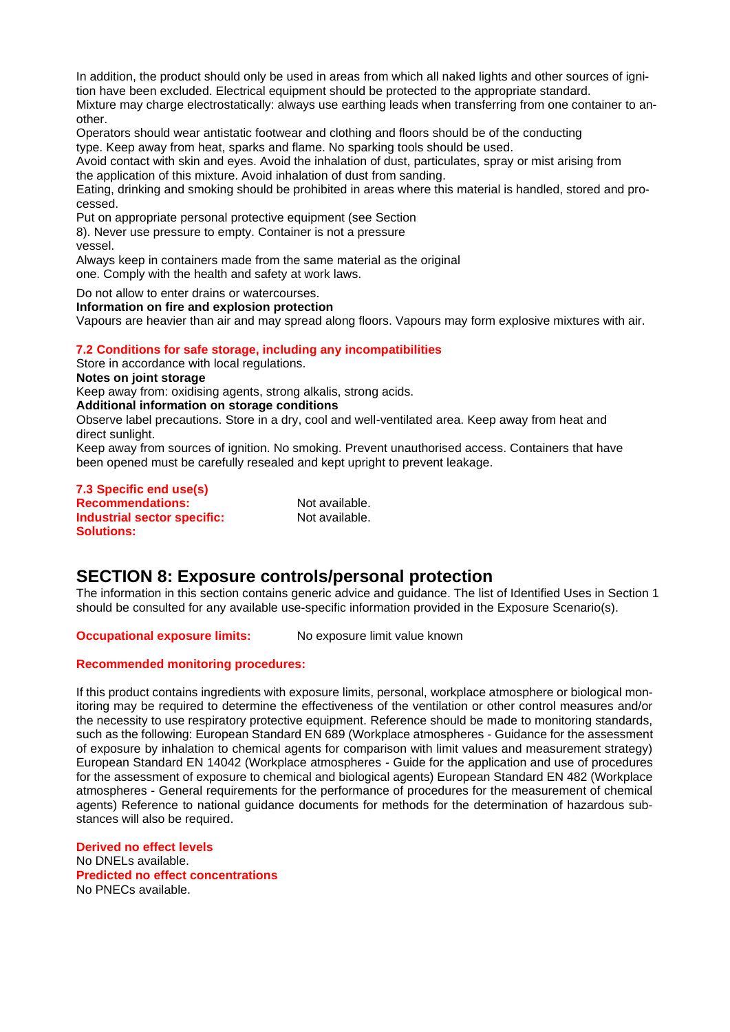In addition, the product should only be used in areas from which all naked lights and other sources of ignition have been excluded. Electrical equipment should be protected to the appropriate standard.
Mixture may charge electrostatically: always use earthing leads when transferring from one container to another.
Operators should wear antistatic footwear and clothing and floors should be of the conducting type. Keep away from heat, sparks and flame. No sparking tools should be used.
Avoid contact with skin and eyes. Avoid the inhalation of dust, particulates, spray or mist arising from the application of this mixture. Avoid inhalation of dust from sanding.
Eating, drinking and smoking should be prohibited in areas where this material is handled, stored and processed.
Put on appropriate personal protective equipment (see Section 8). Never use pressure to empty. Container is not a pressure vessel.
Always keep in containers made from the same material as the original one. Comply with the health and safety at work laws.

Do not allow to enter drains or watercourses.

**Information on fire and explosion protection**

Vapours are heavier than air and may spread along floors. Vapours may form explosive mixtures with air.

### 7.2 Conditions for safe storage, including any incompatibilities

Store in accordance with local regulations.

**Notes on joint storage**

Keep away from: oxidising agents, strong alkalis, strong acids.

**Additional information on storage conditions**

Observe label precautions. Store in a dry, cool and well-ventilated area. Keep away from heat and direct sunlight.
Keep away from sources of ignition. No smoking. Prevent unauthorised access. Containers that have been opened must be carefully resealed and kept upright to prevent leakage.

### 7.3 Specific end use(s)

**Recommendations:** Not available.

**Industrial sector specific: Solutions:** Not available.

## SECTION 8: Exposure controls/personal protection

The information in this section contains generic advice and guidance. The list of Identified Uses in Section 1 should be consulted for any available use-specific information provided in the Exposure Scenario(s).

**Occupational exposure limits:** No exposure limit value known

**Recommended monitoring procedures:**

If this product contains ingredients with exposure limits, personal, workplace atmosphere or biological monitoring may be required to determine the effectiveness of the ventilation or other control measures and/or the necessity to use respiratory protective equipment. Reference should be made to monitoring standards, such as the following: European Standard EN 689 (Workplace atmospheres - Guidance for the assessment of exposure by inhalation to chemical agents for comparison with limit values and measurement strategy) European Standard EN 14042 (Workplace atmospheres - Guide for the application and use of procedures for the assessment of exposure to chemical and biological agents) European Standard EN 482 (Workplace atmospheres - General requirements for the performance of procedures for the measurement of chemical agents) Reference to national guidance documents for methods for the determination of hazardous substances will also be required.

**Derived no effect levels**

No DNELs available.

**Predicted no effect concentrations**

No PNECs available.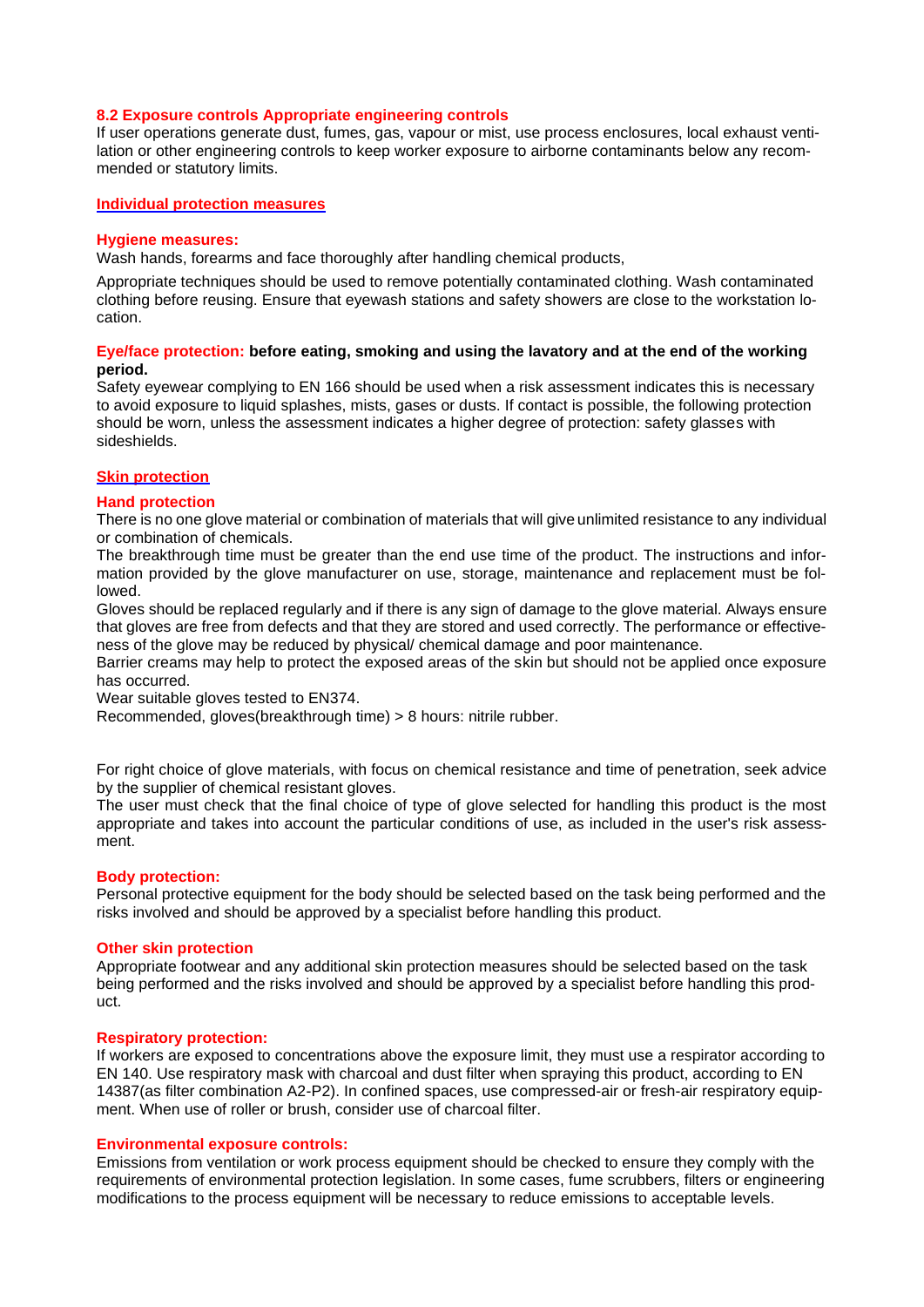### 8.2 Exposure controls Appropriate engineering controls

If user operations generate dust, fumes, gas, vapour or mist, use process enclosures, local exhaust ventilation or other engineering controls to keep worker exposure to airborne contaminants below any recommended or statutory limits.

**Individual protection measures**

**Hygiene measures:**

Wash hands, forearms and face thoroughly after handling chemical products,

Appropriate techniques should be used to remove potentially contaminated clothing. Wash contaminated clothing before reusing. Ensure that eyewash stations and safety showers are close to the workstation location.

**Eye/face protection: before eating, smoking and using the lavatory and at the end of the working period.**

Safety eyewear complying to EN 166 should be used when a risk assessment indicates this is necessary to avoid exposure to liquid splashes, mists, gases or dusts. If contact is possible, the following protection should be worn, unless the assessment indicates a higher degree of protection: safety glasses with sideshields.

**Skin protection**

**Hand protection**

There is no one glove material or combination of materials that will give unlimited resistance to any individual or combination of chemicals.

The breakthrough time must be greater than the end use time of the product. The instructions and information provided by the glove manufacturer on use, storage, maintenance and replacement must be followed.

Gloves should be replaced regularly and if there is any sign of damage to the glove material. Always ensure that gloves are free from defects and that they are stored and used correctly. The performance or effectiveness of the glove may be reduced by physical/ chemical damage and poor maintenance.

Barrier creams may help to protect the exposed areas of the skin but should not be applied once exposure has occurred.

Wear suitable gloves tested to EN374.

Recommended, gloves(breakthrough time) > 8 hours: nitrile rubber.

For right choice of glove materials, with focus on chemical resistance and time of penetration, seek advice by the supplier of chemical resistant gloves.

The user must check that the final choice of type of glove selected for handling this product is the most appropriate and takes into account the particular conditions of use, as included in the user's risk assessment.

**Body protection:**

Personal protective equipment for the body should be selected based on the task being performed and the risks involved and should be approved by a specialist before handling this product.

**Other skin protection**

Appropriate footwear and any additional skin protection measures should be selected based on the task being performed and the risks involved and should be approved by a specialist before handling this product.

**Respiratory protection:**

If workers are exposed to concentrations above the exposure limit, they must use a respirator according to EN 140. Use respiratory mask with charcoal and dust filter when spraying this product, according to EN 14387(as filter combination A2-P2). In confined spaces, use compressed-air or fresh-air respiratory equipment. When use of roller or brush, consider use of charcoal filter.

**Environmental exposure controls:**

Emissions from ventilation or work process equipment should be checked to ensure they comply with the requirements of environmental protection legislation. In some cases, fume scrubbers, filters or engineering modifications to the process equipment will be necessary to reduce emissions to acceptable levels.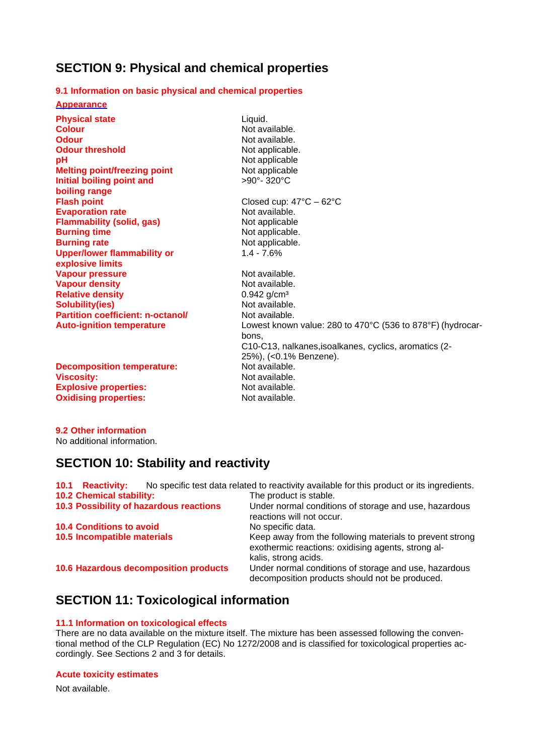## SECTION 9: Physical and chemical properties

### 9.1 Information on basic physical and chemical properties

**Appearance**

| Property | Value |
|---|---|
| **Physical state** | Liquid. |
| **Colour** | Not available. |
| **Odour** | Not available. |
| **Odour threshold** | Not applicable. |
| **pH** | Not applicable |
| **Melting point/freezing point** | Not applicable |
| **Initial boiling point and boiling range** | >90°- 320°C |
| **Flash point** | Closed cup: 47°C – 62°C |
| **Evaporation rate** | Not available. |
| **Flammability (solid, gas)** | Not applicable |
| **Burning time** | Not applicable. |
| **Burning rate** | Not applicable. |
| **Upper/lower flammability or explosive limits** | 1.4 - 7.6% |
| **Vapour pressure** | Not available. |
| **Vapour density** | Not available. |
| **Relative density** | 0.942 g/cm³ |
| **Solubility(ies)** | Not available. |
| **Partition coefficient: n-octanol/** | Not available. |
| **Auto-ignition temperature** | Lowest known value: 280 to 470°C (536 to 878°F) (hydrocarbons, C10-C13, nalkanes,isoalkanes, cyclics, aromatics (2-25%), (<0.1% Benzene). |
| **Decomposition temperature:** | Not available. |
| **Viscosity:** | Not available. |
| **Explosive properties:** | Not available. |
| **Oxidising properties:** | Not available. |

### 9.2 Other information

No additional information.

## SECTION 10: Stability and reactivity

**10.1 Reactivity:** No specific test data related to reactivity available for this product or its ingredients.

| | |
|---|---|
| **10.2 Chemical stability:** | The product is stable. |
| **10.3 Possibility of hazardous reactions** | Under normal conditions of storage and use, hazardous reactions will not occur. |
| **10.4 Conditions to avoid** | No specific data. |
| **10.5 Incompatible materials** | Keep away from the following materials to prevent strong exothermic reactions: oxidising agents, strong alkalis, strong acids. |
| **10.6 Hazardous decomposition products** | Under normal conditions of storage and use, hazardous decomposition products should not be produced. |

## SECTION 11: Toxicological information

### 11.1 Information on toxicological effects

There are no data available on the mixture itself. The mixture has been assessed following the conventional method of the CLP Regulation (EC) No 1272/2008 and is classified for toxicological properties accordingly. See Sections 2 and 3 for details.

### Acute toxicity estimates

Not available.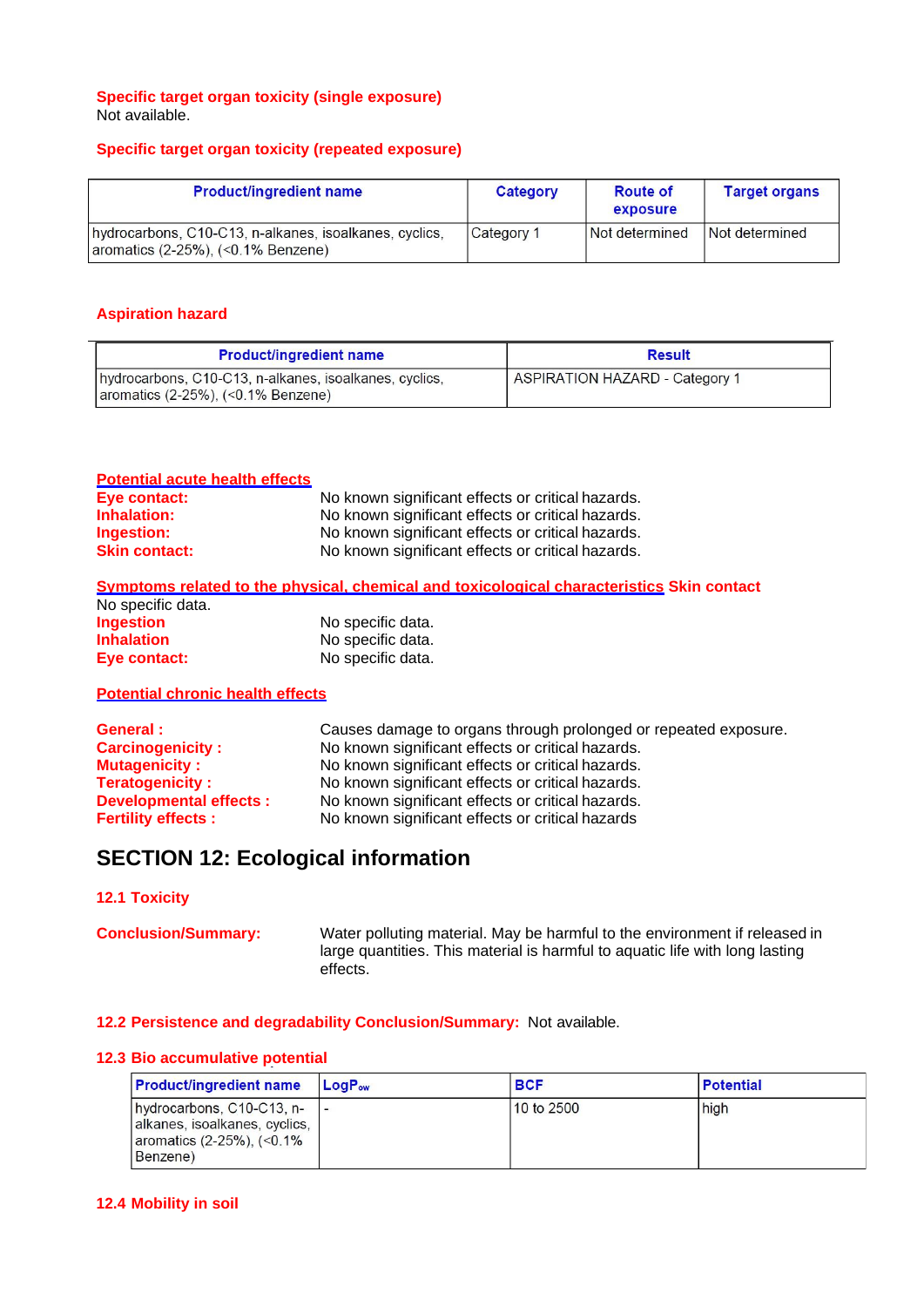**Specific target organ toxicity (single exposure)**
Not available.

**Specific target organ toxicity (repeated exposure)**

| Product/ingredient name | Category | Route of exposure | Target organs |
|---|---|---|---|
| hydrocarbons, C10-C13, n-alkanes, isoalkanes, cyclics, aromatics (2-25%), (<0.1% Benzene) | Category 1 | Not determined | Not determined |

**Aspiration hazard**

| Product/ingredient name | Result |
|---|---|
| hydrocarbons, C10-C13, n-alkanes, isoalkanes, cyclics, aromatics (2-25%), (<0.1% Benzene) | ASPIRATION HAZARD - Category 1 |

**Potential acute health effects**

**Eye contact:** No known significant effects or critical hazards.
**Inhalation:** No known significant effects or critical hazards.
**Ingestion:** No known significant effects or critical hazards.
**Skin contact:** No known significant effects or critical hazards.

**Symptoms related to the physical, chemical and toxicological characteristics** **Skin contact**
No specific data.
**Ingestion** No specific data.
**Inhalation** No specific data.
**Eye contact:** No specific data.

**Potential chronic health effects**

**General :** Causes damage to organs through prolonged or repeated exposure.
**Carcinogenicity :** No known significant effects or critical hazards.
**Mutagenicity :** No known significant effects or critical hazards.
**Teratogenicity :** No known significant effects or critical hazards.
**Developmental effects :** No known significant effects or critical hazards.
**Fertility effects :** No known significant effects or critical hazards

## SECTION 12: Ecological information

### 12.1 Toxicity

**Conclusion/Summary:** Water polluting material. May be harmful to the environment if released in large quantities. This material is harmful to aquatic life with long lasting effects.

**12.2 Persistence and degradability Conclusion/Summary:** Not available.

### 12.3 Bio accumulative potential

| Product/ingredient name | $LogP_{ow}$ | BCF | Potential |
|---|---|---|---|
| hydrocarbons, C10-C13, n-alkanes, isoalkanes, cyclics, aromatics (2-25%), (<0.1% Benzene) | - | 10 to 2500 | high |

### 12.4 Mobility in soil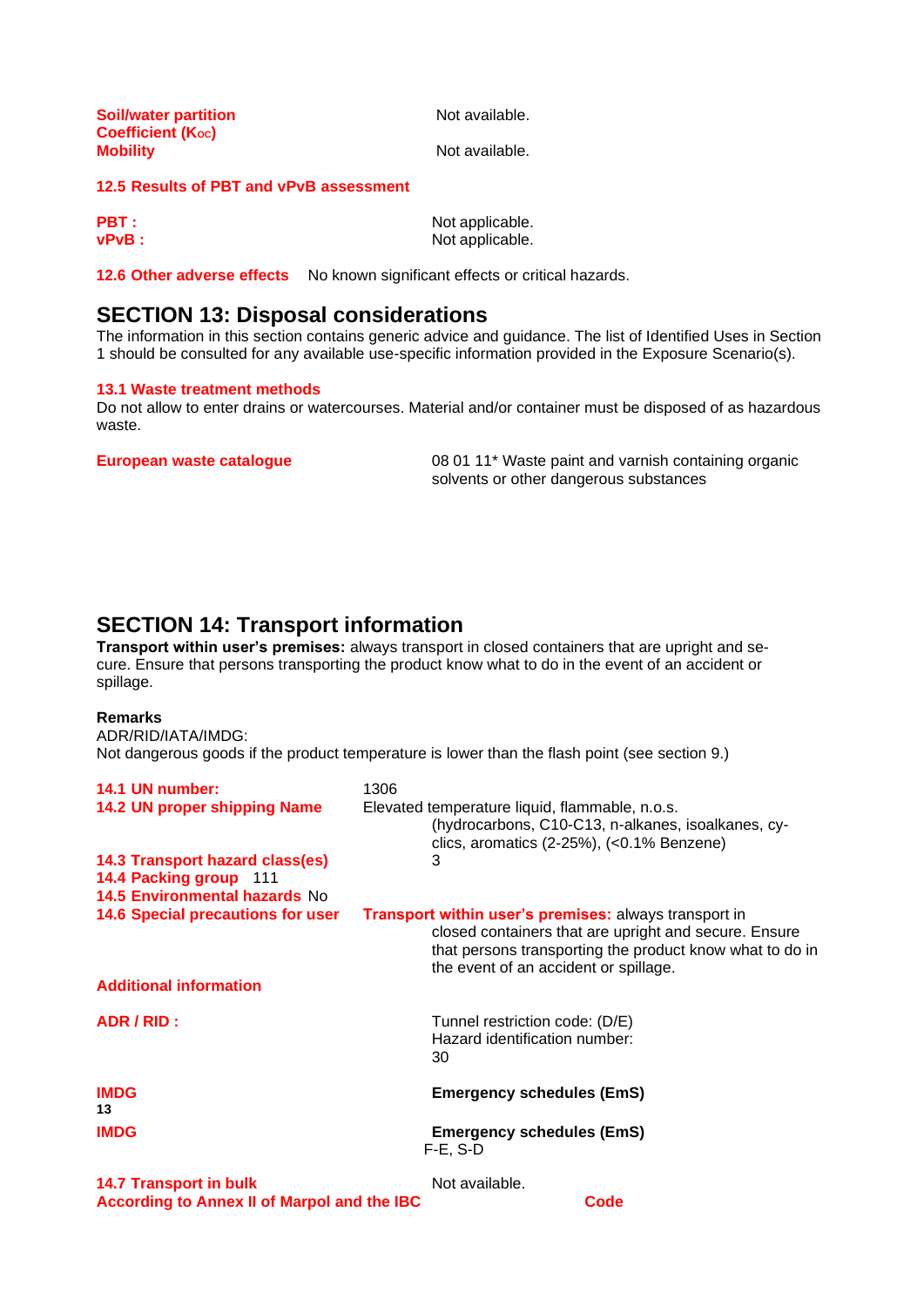| | |
|---|---|
| **Soil/water partition Coefficient ($K_{OC}$)** | Not available. |
| **Mobility** | Not available. |

**12.5 Results of PBT and vPvB assessment**

| | |
|---|---|
| **PBT :** | Not applicable. |
| **vPvB :** | Not applicable. |

**12.6 Other adverse effects** No known significant effects or critical hazards.

## SECTION 13: Disposal considerations

The information in this section contains generic advice and guidance. The list of Identified Uses in Section 1 should be consulted for any available use-specific information provided in the Exposure Scenario(s).

**13.1 Waste treatment methods**

Do not allow to enter drains or watercourses. Material and/or container must be disposed of as hazardous waste.

| | |
|---|---|
| **European waste catalogue** | 08 01 11* Waste paint and varnish containing organic solvents or other dangerous substances |

## SECTION 14: Transport information

**Transport within user's premises:** always transport in closed containers that are upright and secure. Ensure that persons transporting the product know what to do in the event of an accident or spillage.

**Remarks**

ADR/RID/IATA/IMDG:

Not dangerous goods if the product temperature is lower than the flash point (see section 9.)

| | |
|---|---|
| **14.1 UN number:** | 1306 |
| **14.2 UN proper shipping Name** | Elevated temperature liquid, flammable, n.o.s. (hydrocarbons, C10-C13, n-alkanes, isoalkanes, cyclics, aromatics (2-25%), (<0.1% Benzene) |
| **14.3 Transport hazard class(es)** | 3 |
| **14.4 Packing group** | 111 |
| **14.5 Environmental hazards** | No |
| **14.6 Special precautions for user** | **Transport within user's premises:** always transport in closed containers that are upright and secure. Ensure that persons transporting the product know what to do in the event of an accident or spillage. |

**Additional information**

| | |
|---|---|
| **ADR / RID :** | Tunnel restriction code: (D/E)<br>Hazard identification number:<br>30 |
| **IMDG**<br>13 | **Emergency schedules (EmS)** |
| **IMDG** | **Emergency schedules (EmS)**<br>F-E, S-D |

| | |
|---|---|
| **14.7 Transport in bulk According to Annex II of Marpol and the IBC Code** | Not available. |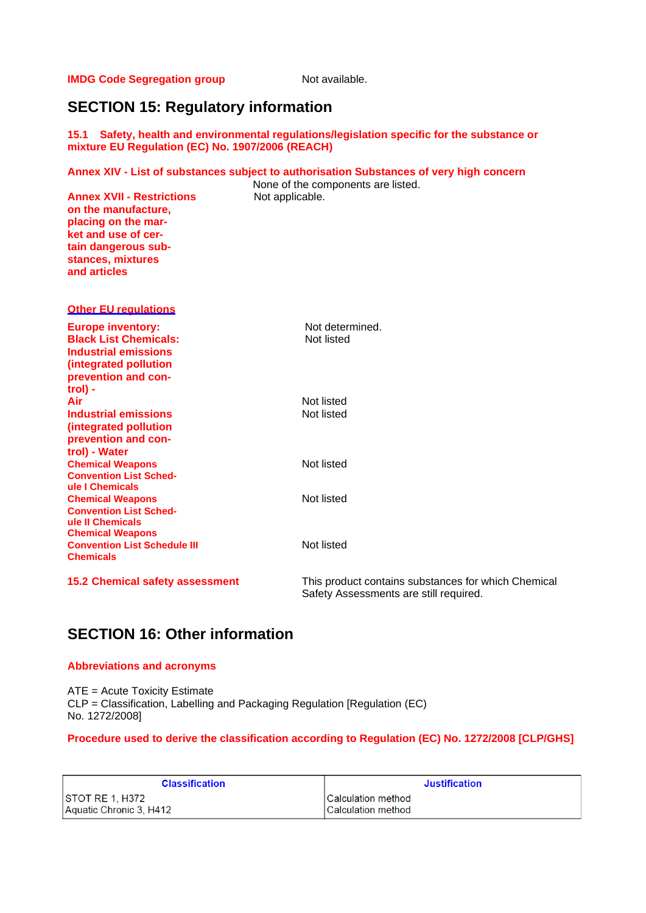**IMDG Code Segregation group** Not available.

## SECTION 15: Regulatory information

### 15.1 Safety, health and environmental regulations/legislation specific for the substance or mixture EU Regulation (EC) No. 1907/2006 (REACH)

**Annex XIV - List of substances subject to authorisation Substances of very high concern**
None of the components are listed.

**Annex XVII - Restrictions on the manufacture, placing on the market and use of certain dangerous substances, mixtures and articles** Not applicable.

**Other EU regulations**

**Europe inventory:** Not determined.
**Black List Chemicals:** Not listed
**Industrial emissions (integrated pollution prevention and control) - Air** Not listed
**Industrial emissions (integrated pollution prevention and control) - Water** Not listed
**Chemical Weapons Convention List Schedule I Chemicals** Not listed
**Chemical Weapons Convention List Schedule II Chemicals** Not listed
**Chemical Weapons Convention List Schedule III Chemicals** Not listed

**15.2 Chemical safety assessment** This product contains substances for which Chemical Safety Assessments are still required.

## SECTION 16: Other information

**Abbreviations and acronyms**

ATE = Acute Toxicity Estimate
CLP = Classification, Labelling and Packaging Regulation [Regulation (EC) No. 1272/2008]

**Procedure used to derive the classification according to Regulation (EC) No. 1272/2008 [CLP/GHS]**

| Classification | Justification |
|---|---|
| STOT RE 1, H372 | Calculation method |
| Aquatic Chronic 3, H412 | Calculation method |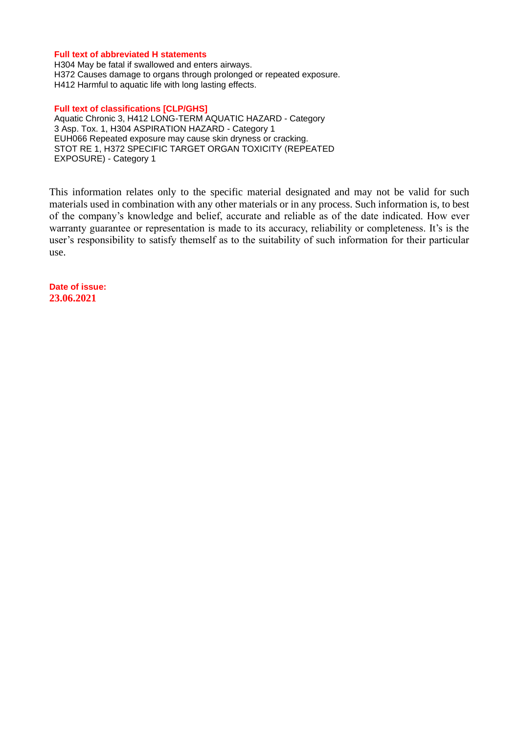**Full text of abbreviated H statements**

H304 May be fatal if swallowed and enters airways.
H372 Causes damage to organs through prolonged or repeated exposure.
H412 Harmful to aquatic life with long lasting effects.

**Full text of classifications [CLP/GHS]**

Aquatic Chronic 3, H412 LONG-TERM AQUATIC HAZARD - Category 3 Asp. Tox. 1, H304 ASPIRATION HAZARD - Category 1
EUH066 Repeated exposure may cause skin dryness or cracking.
STOT RE 1, H372 SPECIFIC TARGET ORGAN TOXICITY (REPEATED EXPOSURE) - Category 1

This information relates only to the specific material designated and may not be valid for such materials used in combination with any other materials or in any process. Such information is, to best of the company's knowledge and belief, accurate and reliable as of the date indicated. How ever warranty guarantee or representation is made to its accuracy, reliability or completeness. It's is the user's responsibility to satisfy themself as to the suitability of such information for their particular use.

**Date of issue:**
**23.06.2021**